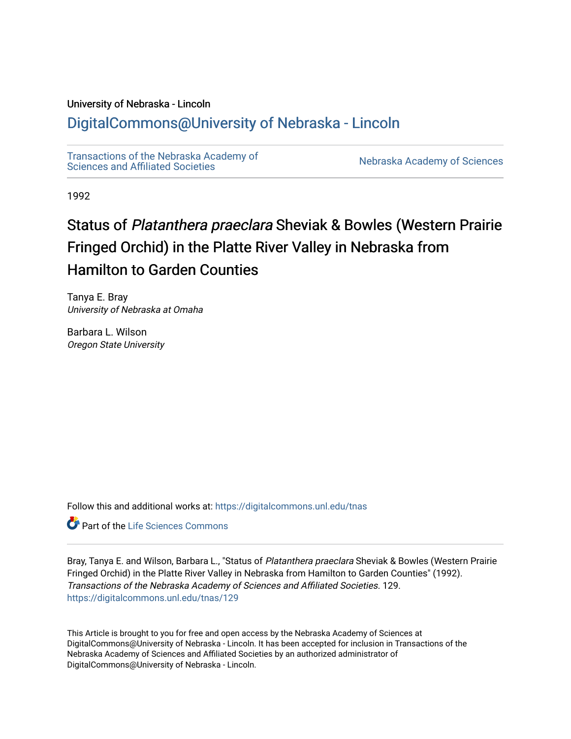University of Nebraska - Lincoln

## DigitalCommons@University of Nebraska - Lincoln

Transactions of the Nebraska Academy of Sciences and Affiliated Societies

Nebraska Academy of Sciences

1992

# Status of *Platanthera praeclara* Sheviak & Bowles (Western Prairie Fringed Orchid) in the Platte River Valley in Nebraska from Hamilton to Garden Counties

Tanya E. Bray
*University of Nebraska at Omaha*

Barbara L. Wilson
*Oregon State University*

Follow this and additional works at: https://digitalcommons.unl.edu/tnas

Part of the Life Sciences Commons

Bray, Tanya E. and Wilson, Barbara L., "Status of *Platanthera praeclara* Sheviak & Bowles (Western Prairie Fringed Orchid) in the Platte River Valley in Nebraska from Hamilton to Garden Counties" (1992). *Transactions of the Nebraska Academy of Sciences and Affiliated Societies*. 129.
https://digitalcommons.unl.edu/tnas/129

This Article is brought to you for free and open access by the Nebraska Academy of Sciences at DigitalCommons@University of Nebraska - Lincoln. It has been accepted for inclusion in Transactions of the Nebraska Academy of Sciences and Affiliated Societies by an authorized administrator of DigitalCommons@University of Nebraska - Lincoln.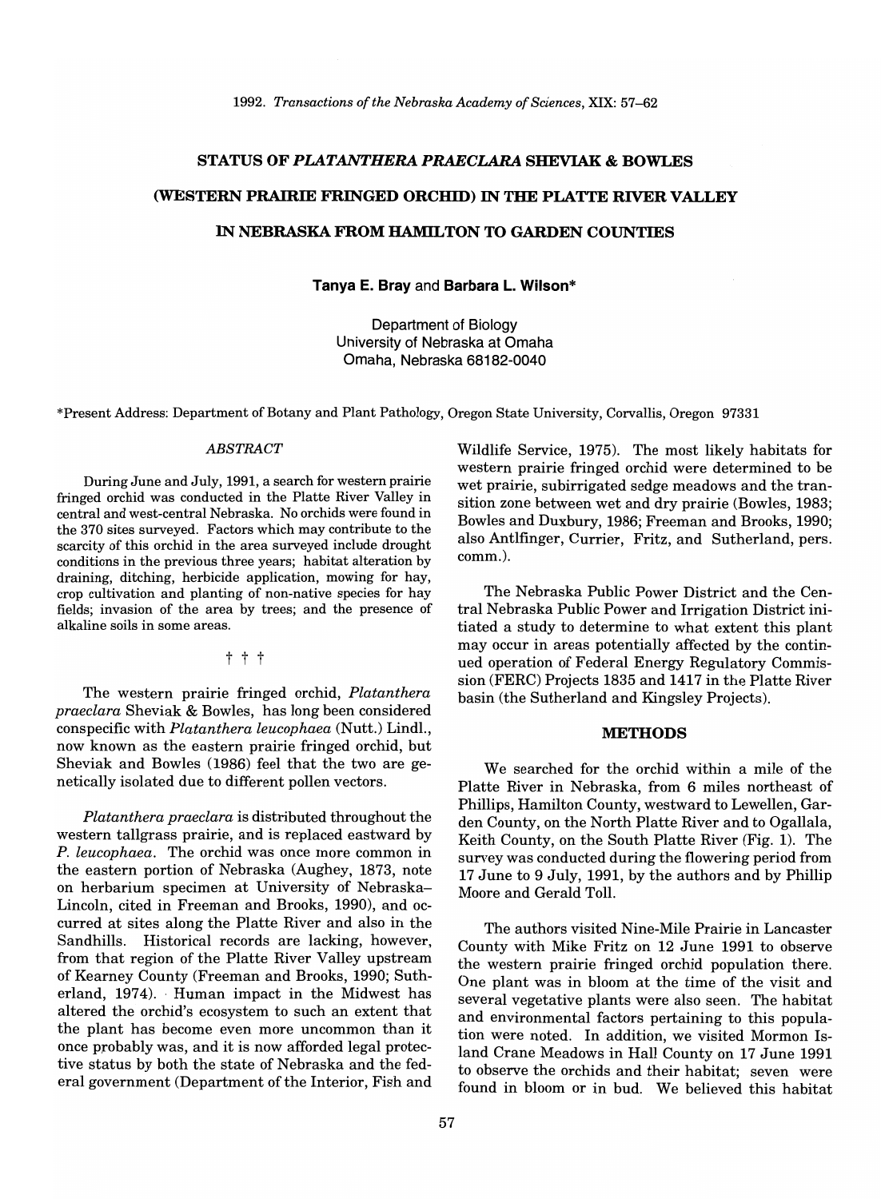# STATUS OF *PLATANTHERA PRAECLARA* SHEVIAK & BOWLES (WESTERN PRAIRIE FRINGED ORCHID) IN THE PLATTE RIVER VALLEY IN NEBRASKA FROM HAMILTON TO GARDEN COUNTIES

**Tanya E. Bray** and **Barbara L. Wilson***

Department of Biology
University of Nebraska at Omaha
Omaha, Nebraska 68182-0040

*Present Address: Department of Botany and Plant Pathology, Oregon State University, Corvallis, Oregon 97331

## *ABSTRACT*

During June and July, 1991, a search for western prairie fringed orchid was conducted in the Platte River Valley in central and west-central Nebraska. No orchids were found in the 370 sites surveyed. Factors which may contribute to the scarcity of this orchid in the area surveyed include drought conditions in the previous three years; habitat alteration by draining, ditching, herbicide application, mowing for hay, crop cultivation and planting of non-native species for hay fields; invasion of the area by trees; and the presence of alkaline soils in some areas.

† † †

The western prairie fringed orchid, *Platanthera praeclara* Sheviak & Bowles, has long been considered conspecific with *Platanthera leucophaea* (Nutt.) Lindl., now known as the eastern prairie fringed orchid, but Sheviak and Bowles (1986) feel that the two are genetically isolated due to different pollen vectors.

*Platanthera praeclara* is distributed throughout the western tallgrass prairie, and is replaced eastward by *P. leucophaea*. The orchid was once more common in the eastern portion of Nebraska (Aughey, 1873, note on herbarium specimen at University of Nebraska–Lincoln, cited in Freeman and Brooks, 1990), and occurred at sites along the Platte River and also in the Sandhills. Historical records are lacking, however, from that region of the Platte River Valley upstream of Kearney County (Freeman and Brooks, 1990; Sutherland, 1974). Human impact in the Midwest has altered the orchid's ecosystem to such an extent that the plant has become even more uncommon than it once probably was, and it is now afforded legal protective status by both the state of Nebraska and the federal government (Department of the Interior, Fish and Wildlife Service, 1975). The most likely habitats for western prairie fringed orchid were determined to be wet prairie, subirrigated sedge meadows and the transition zone between wet and dry prairie (Bowles, 1983; Bowles and Duxbury, 1986; Freeman and Brooks, 1990; also Antlfinger, Currier, Fritz, and Sutherland, pers. comm.).

The Nebraska Public Power District and the Central Nebraska Public Power and Irrigation District initiated a study to determine to what extent this plant may occur in areas potentially affected by the continued operation of Federal Energy Regulatory Commission (FERC) Projects 1835 and 1417 in the Platte River basin (the Sutherland and Kingsley Projects).

## METHODS

We searched for the orchid within a mile of the Platte River in Nebraska, from 6 miles northeast of Phillips, Hamilton County, westward to Lewellen, Garden County, on the North Platte River and to Ogallala, Keith County, on the South Platte River (Fig. 1). The survey was conducted during the flowering period from 17 June to 9 July, 1991, by the authors and by Phillip Moore and Gerald Toll.

The authors visited Nine-Mile Prairie in Lancaster County with Mike Fritz on 12 June 1991 to observe the western prairie fringed orchid population there. One plant was in bloom at the time of the visit and several vegetative plants were also seen. The habitat and environmental factors pertaining to this population were noted. In addition, we visited Mormon Island Crane Meadows in Hall County on 17 June 1991 to observe the orchids and their habitat; seven were found in bloom or in bud. We believed this habitat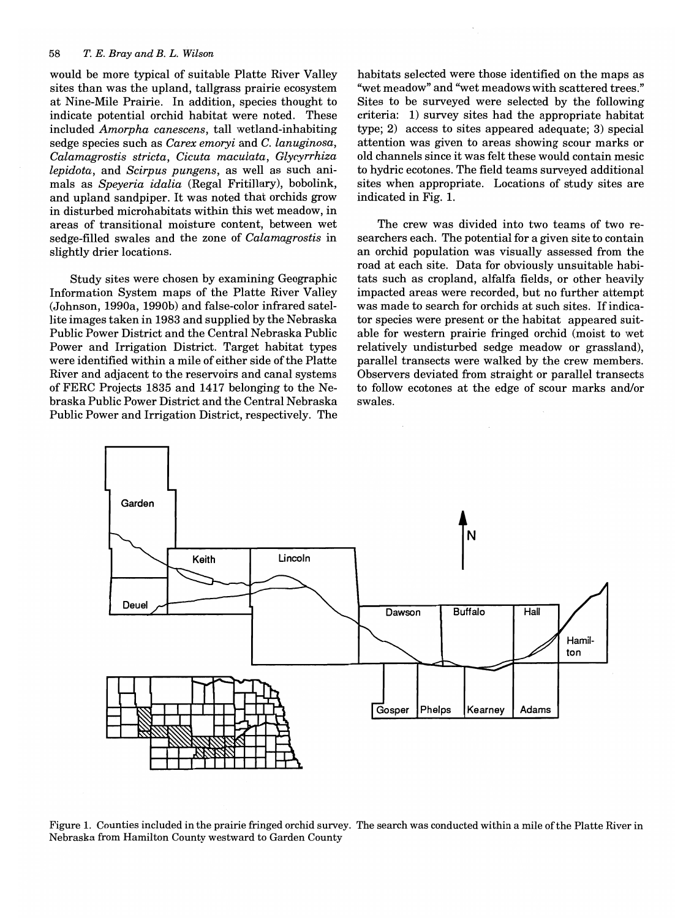would be more typical of suitable Platte River Valley sites than was the upland, tallgrass prairie ecosystem at Nine-Mile Prairie. In addition, species thought to indicate potential orchid habitat were noted. These included *Amorpha canescens*, tall wetland-inhabiting sedge species such as *Carex emoryi* and *C. lanuginosa*, *Calamagrostis stricta*, *Cicuta maculata*, *Glycyrrhiza lepidota*, and *Scirpus pungens*, as well as such animals as *Speyeria idalia* (Regal Fritillary), bobolink, and upland sandpiper. It was noted that orchids grow in disturbed microhabitats within this wet meadow, in areas of transitional moisture content, between wet sedge-filled swales and the zone of *Calamagrostis* in slightly drier locations.

Study sites were chosen by examining Geographic Information System maps of the Platte River Valley (Johnson, 1990a, 1990b) and false-color infrared satellite images taken in 1983 and supplied by the Nebraska Public Power District and the Central Nebraska Public Power and Irrigation District. Target habitat types were identified within a mile of either side of the Platte River and adjacent to the reservoirs and canal systems of FERC Projects 1835 and 1417 belonging to the Nebraska Public Power District and the Central Nebraska Public Power and Irrigation District, respectively. The habitats selected were those identified on the maps as "wet meadow" and "wet meadows with scattered trees." Sites to be surveyed were selected by the following criteria: 1) survey sites had the appropriate habitat type; 2) access to sites appeared adequate; 3) special attention was given to areas showing scour marks or old channels since it was felt these would contain mesic to hydric ecotones. The field teams surveyed additional sites when appropriate. Locations of study sites are indicated in Fig. 1.

The crew was divided into two teams of two researchers each. The potential for a given site to contain an orchid population was visually assessed from the road at each site. Data for obviously unsuitable habitats such as cropland, alfalfa fields, or other heavily impacted areas were recorded, but no further attempt was made to search for orchids at such sites. If indicator species were present or the habitat appeared suitable for western prairie fringed orchid (moist to wet relatively undisturbed sedge meadow or grassland), parallel transects were walked by the crew members. Observers deviated from straight or parallel transects to follow ecotones at the edge of scour marks and/or swales.

Figure 1. Counties included in the prairie fringed orchid survey. The search was conducted within a mile of the Platte River in Nebraska from Hamilton County westward to Garden County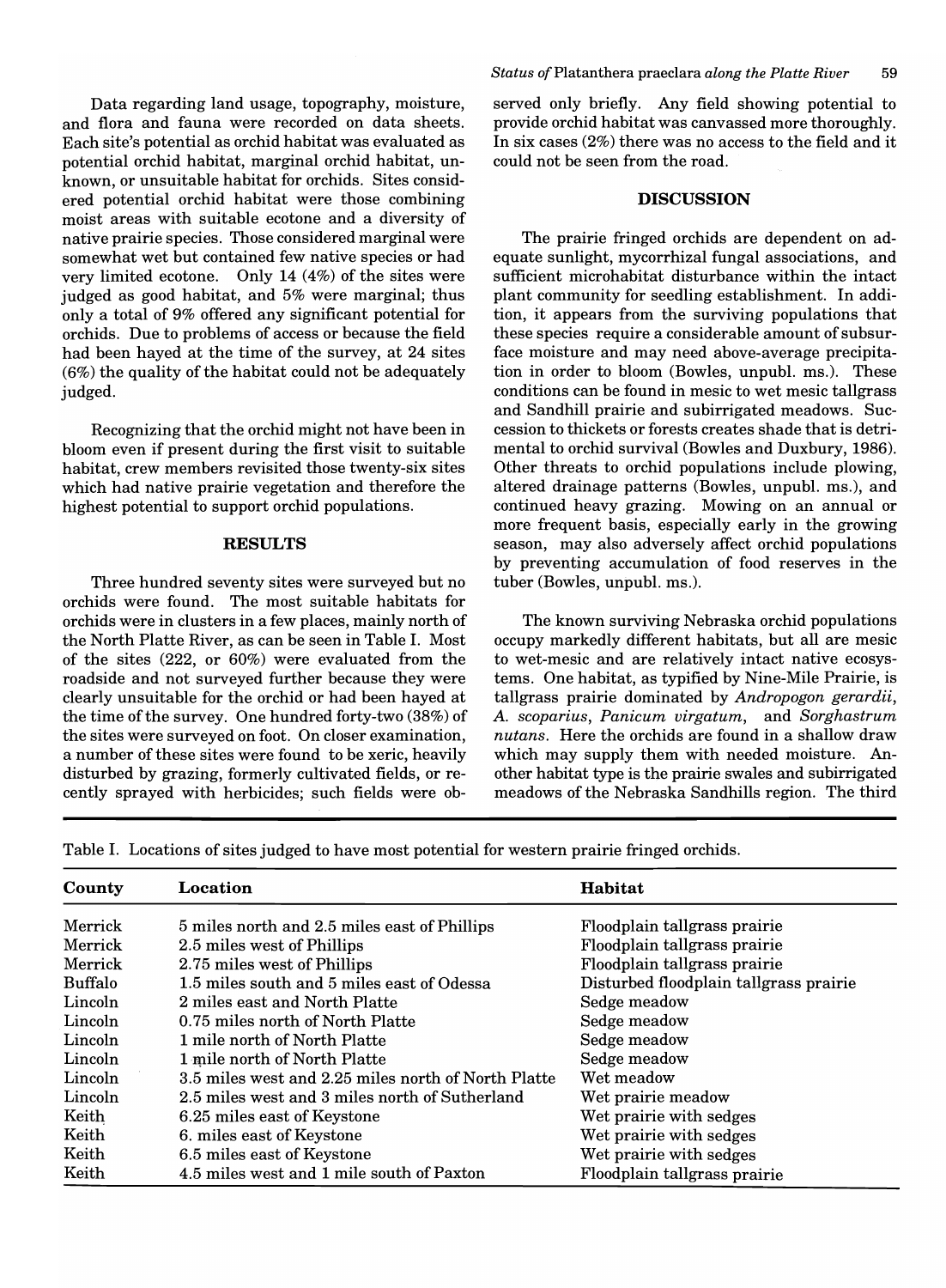Data regarding land usage, topography, moisture, and flora and fauna were recorded on data sheets. Each site's potential as orchid habitat was evaluated as potential orchid habitat, marginal orchid habitat, unknown, or unsuitable habitat for orchids. Sites considered potential orchid habitat were those combining moist areas with suitable ecotone and a diversity of native prairie species. Those considered marginal were somewhat wet but contained few native species or had very limited ecotone. Only 14 (4%) of the sites were judged as good habitat, and 5% were marginal; thus only a total of 9% offered any significant potential for orchids. Due to problems of access or because the field had been hayed at the time of the survey, at 24 sites (6%) the quality of the habitat could not be adequately judged.

Recognizing that the orchid might not have been in bloom even if present during the first visit to suitable habitat, crew members revisited those twenty-six sites which had native prairie vegetation and therefore the highest potential to support orchid populations.

## RESULTS

Three hundred seventy sites were surveyed but no orchids were found. The most suitable habitats for orchids were in clusters in a few places, mainly north of the North Platte River, as can be seen in Table I. Most of the sites (222, or 60%) were evaluated from the roadside and not surveyed further because they were clearly unsuitable for the orchid or had been hayed at the time of the survey. One hundred forty-two (38%) of the sites were surveyed on foot. On closer examination, a number of these sites were found to be xeric, heavily disturbed by grazing, formerly cultivated fields, or recently sprayed with herbicides; such fields were observed only briefly. Any field showing potential to provide orchid habitat was canvassed more thoroughly. In six cases (2%) there was no access to the field and it could not be seen from the road.

## DISCUSSION

The prairie fringed orchids are dependent on adequate sunlight, mycorrhizal fungal associations, and sufficient microhabitat disturbance within the intact plant community for seedling establishment. In addition, it appears from the surviving populations that these species require a considerable amount of subsurface moisture and may need above-average precipitation in order to bloom (Bowles, unpubl. ms.). These conditions can be found in mesic to wet mesic tallgrass and Sandhill prairie and subirrigated meadows. Succession to thickets or forests creates shade that is detrimental to orchid survival (Bowles and Duxbury, 1986). Other threats to orchid populations include plowing, altered drainage patterns (Bowles, unpubl. ms.), and continued heavy grazing. Mowing on an annual or more frequent basis, especially early in the growing season, may also adversely affect orchid populations by preventing accumulation of food reserves in the tuber (Bowles, unpubl. ms.).

The known surviving Nebraska orchid populations occupy markedly different habitats, but all are mesic to wet-mesic and are relatively intact native ecosystems. One habitat, as typified by Nine-Mile Prairie, is tallgrass prairie dominated by *Andropogon gerardii*, *A. scoparius*, *Panicum virgatum*, and *Sorghastrum nutans*. Here the orchids are found in a shallow draw which may supply them with needed moisture. Another habitat type is the prairie swales and subirrigated meadows of the Nebraska Sandhills region. The third

Table I. Locations of sites judged to have most potential for western prairie fringed orchids.

| County | Location | Habitat |
|---|---|---|
| Merrick | 5 miles north and 2.5 miles east of Phillips | Floodplain tallgrass prairie |
| Merrick | 2.5 miles west of Phillips | Floodplain tallgrass prairie |
| Merrick | 2.75 miles west of Phillips | Floodplain tallgrass prairie |
| Buffalo | 1.5 miles south and 5 miles east of Odessa | Disturbed floodplain tallgrass prairie |
| Lincoln | 2 miles east and North Platte | Sedge meadow |
| Lincoln | 0.75 miles north of North Platte | Sedge meadow |
| Lincoln | 1 mile north of North Platte | Sedge meadow |
| Lincoln | 1 mile north of North Platte | Sedge meadow |
| Lincoln | 3.5 miles west and 2.25 miles north of North Platte | Wet meadow |
| Lincoln | 2.5 miles west and 3 miles north of Sutherland | Wet prairie meadow |
| Keith | 6.25 miles east of Keystone | Wet prairie with sedges |
| Keith | 6. miles east of Keystone | Wet prairie with sedges |
| Keith | 6.5 miles east of Keystone | Wet prairie with sedges |
| Keith | 4.5 miles west and 1 mile south of Paxton | Floodplain tallgrass prairie |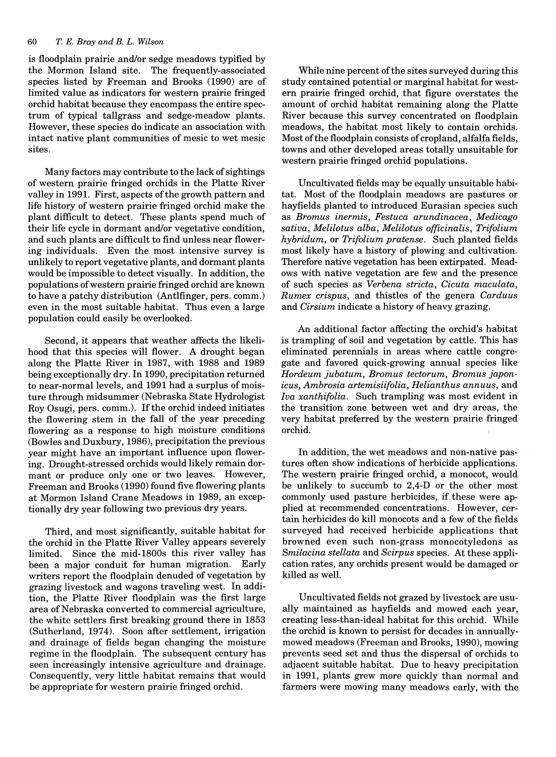is floodplain prairie and/or sedge meadows typified by the Mormon Island site. The frequently-associated species listed by Freeman and Brooks (1990) are of limited value as indicators for western prairie fringed orchid habitat because they encompass the entire spectrum of typical tallgrass and sedge-meadow plants. However, these species do indicate an association with intact native plant communities of mesic to wet mesic sites.

Many factors may contribute to the lack of sightings of western prairie fringed orchids in the Platte River valley in 1991. First, aspects of the growth pattern and life history of western prairie fringed orchid make the plant difficult to detect. These plants spend much of their life cycle in dormant and/or vegetative condition, and such plants are difficult to find unless near flowering individuals. Even the most intensive survey is unlikely to report vegetative plants, and dormant plants would be impossible to detect visually. In addition, the populations of western prairie fringed orchid are known to have a patchy distribution (Antlfinger, pers. comm.) even in the most suitable habitat. Thus even a large population could easily be overlooked.

Second, it appears that weather affects the likelihood that this species will flower. A drought began along the Platte River in 1987, with 1988 and 1989 being exceptionally dry. In 1990, precipitation returned to near-normal levels, and 1991 had a surplus of moisture through midsummer (Nebraska State Hydrologist Roy Osugi, pers. comm.). If the orchid indeed initiates the flowering stem in the fall of the year preceding flowering as a response to high moisture conditions (Bowles and Duxbury, 1986), precipitation the previous year might have an important influence upon flowering. Drought-stressed orchids would likely remain dormant or produce only one or two leaves. However, Freeman and Brooks (1990) found five flowering plants at Mormon Island Crane Meadows in 1989, an exceptionally dry year following two previous dry years.

Third, and most significantly, suitable habitat for the orchid in the Platte River Valley appears severely limited. Since the mid-1800s this river valley has been a major conduit for human migration. Early writers report the floodplain denuded of vegetation by grazing livestock and wagons traveling west. In addition, the Platte River floodplain was the first large area of Nebraska converted to commercial agriculture, the white settlers first breaking ground there in 1853 (Sutherland, 1974). Soon after settlement, irrigation and drainage of fields began changing the moisture regime in the floodplain. The subsequent century has seen increasingly intensive agriculture and drainage. Consequently, very little habitat remains that would be appropriate for western prairie fringed orchid.

While nine percent of the sites surveyed during this study contained potential or marginal habitat for western prairie fringed orchid, that figure overstates the amount of orchid habitat remaining along the Platte River because this survey concentrated on floodplain meadows, the habitat most likely to contain orchids. Most of the floodplain consists of cropland, alfalfa fields, towns and other developed areas totally unsuitable for western prairie fringed orchid populations.

Uncultivated fields may be equally unsuitable habitat. Most of the floodplain meadows are pastures or hayfields planted to introduced Eurasian species such as *Bromus inermis*, *Festuca arundinacea*, *Medicago sativa*, *Melilotus alba*, *Melilotus officinalis*, *Trifolium hybridum*, or *Trifolium pratense*. Such planted fields most likely have a history of plowing and cultivation. Therefore native vegetation has been extirpated. Meadows with native vegetation are few and the presence of such species as *Verbena stricta*, *Cicuta maculata*, *Rumex crispus*, and thistles of the genera *Carduus* and *Cirsium* indicate a history of heavy grazing.

An additional factor affecting the orchid's habitat is trampling of soil and vegetation by cattle. This has eliminated perennials in areas where cattle congregate and favored quick-growing annual species like *Hordeum jubatum*, *Bromus tectorum*, *Bromus japonicus*, *Ambrosia artemisiifolia*, *Helianthus annuus*, and *Iva xanthifolia*. Such trampling was most evident in the transition zone between wet and dry areas, the very habitat preferred by the western prairie fringed orchid.

In addition, the wet meadows and non-native pastures often show indications of herbicide applications. The western prairie fringed orchid, a monocot, would be unlikely to succumb to 2,4-D or the other most commonly used pasture herbicides, if these were applied at recommended concentrations. However, certain herbicides do kill monocots and a few of the fields surveyed had received herbicide applications that browned even such non-grass monocotyledons as *Smilacina stellata* and *Scirpus* species. At these application rates, any orchids present would be damaged or killed as well.

Uncultivated fields not grazed by livestock are usually maintained as hayfields and mowed each year, creating less-than-ideal habitat for this orchid. While the orchid is known to persist for decades in annually-mowed meadows (Freeman and Brooks, 1990), mowing prevents seed set and thus the dispersal of orchids to adjacent suitable habitat. Due to heavy precipitation in 1991, plants grew more quickly than normal and farmers were mowing many meadows early, with the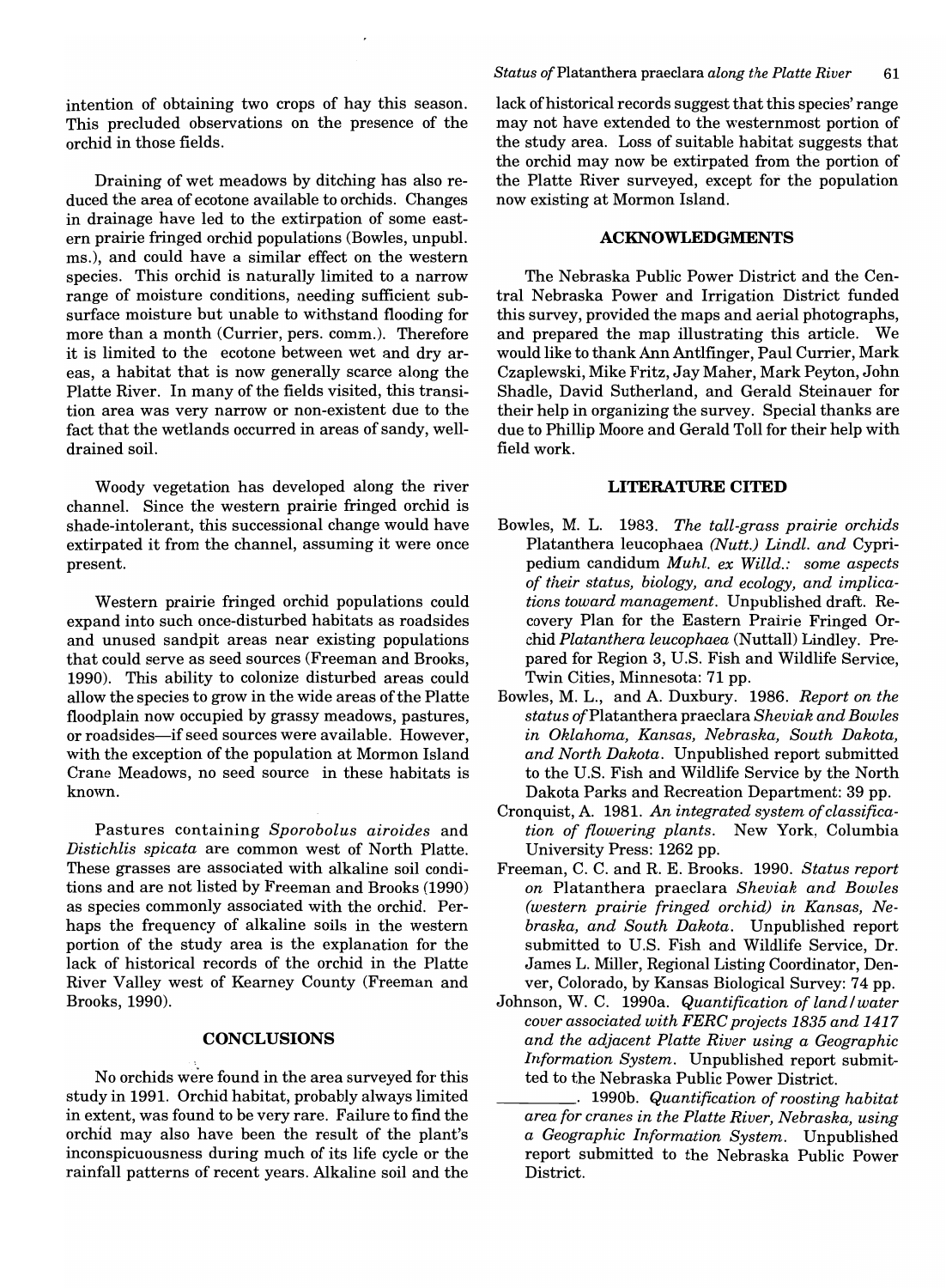intention of obtaining two crops of hay this season. This precluded observations on the presence of the orchid in those fields.

Draining of wet meadows by ditching has also reduced the area of ecotone available to orchids. Changes in drainage have led to the extirpation of some eastern prairie fringed orchid populations (Bowles, unpubl. ms.), and could have a similar effect on the western species. This orchid is naturally limited to a narrow range of moisture conditions, needing sufficient subsurface moisture but unable to withstand flooding for more than a month (Currier, pers. comm.). Therefore it is limited to the ecotone between wet and dry areas, a habitat that is now generally scarce along the Platte River. In many of the fields visited, this transition area was very narrow or non-existent due to the fact that the wetlands occurred in areas of sandy, well-drained soil.

Woody vegetation has developed along the river channel. Since the western prairie fringed orchid is shade-intolerant, this successional change would have extirpated it from the channel, assuming it were once present.

Western prairie fringed orchid populations could expand into such once-disturbed habitats as roadsides and unused sandpit areas near existing populations that could serve as seed sources (Freeman and Brooks, 1990). This ability to colonize disturbed areas could allow the species to grow in the wide areas of the Platte floodplain now occupied by grassy meadows, pastures, or roadsides—if seed sources were available. However, with the exception of the population at Mormon Island Crane Meadows, no seed source in these habitats is known.

Pastures containing *Sporobolus airoides* and *Distichlis spicata* are common west of North Platte. These grasses are associated with alkaline soil conditions and are not listed by Freeman and Brooks (1990) as species commonly associated with the orchid. Perhaps the frequency of alkaline soils in the western portion of the study area is the explanation for the lack of historical records of the orchid in the Platte River Valley west of Kearney County (Freeman and Brooks, 1990).

## CONCLUSIONS

No orchids were found in the area surveyed for this study in 1991. Orchid habitat, probably always limited in extent, was found to be very rare. Failure to find the orchid may also have been the result of the plant's inconspicuousness during much of its life cycle or the rainfall patterns of recent years. Alkaline soil and the lack of historical records suggest that this species' range may not have extended to the westernmost portion of the study area. Loss of suitable habitat suggests that the orchid may now be extirpated from the portion of the Platte River surveyed, except for the population now existing at Mormon Island.

## ACKNOWLEDGMENTS

The Nebraska Public Power District and the Central Nebraska Power and Irrigation District funded this survey, provided the maps and aerial photographs, and prepared the map illustrating this article. We would like to thank Ann Antlfinger, Paul Currier, Mark Czaplewski, Mike Fritz, Jay Maher, Mark Peyton, John Shadle, David Sutherland, and Gerald Steinauer for their help in organizing the survey. Special thanks are due to Phillip Moore and Gerald Toll for their help with field work.

## LITERATURE CITED

Bowles, M. L. 1983. *The tall-grass prairie orchids* Platanthera leucophaea *(Nutt.) Lindl. and* Cypripedium candidum *Muhl. ex Willd.: some aspects of their status, biology, and ecology, and implications toward management*. Unpublished draft. Recovery Plan for the Eastern Prairie Fringed Orchid *Platanthera leucophaea* (Nuttall) Lindley. Prepared for Region 3, U.S. Fish and Wildlife Service, Twin Cities, Minnesota: 71 pp.

Bowles, M. L., and A. Duxbury. 1986. *Report on the status of* Platanthera praeclara *Sheviak and Bowles in Oklahoma, Kansas, Nebraska, South Dakota, and North Dakota*. Unpublished report submitted to the U.S. Fish and Wildlife Service by the North Dakota Parks and Recreation Department: 39 pp.

Cronquist, A. 1981. *An integrated system of classification of flowering plants*. New York, Columbia University Press: 1262 pp.

Freeman, C. C. and R. E. Brooks. 1990. *Status report on* Platanthera praeclara *Sheviak and Bowles (western prairie fringed orchid) in Kansas, Nebraska, and South Dakota*. Unpublished report submitted to U.S. Fish and Wildlife Service, Dr. James L. Miller, Regional Listing Coordinator, Denver, Colorado, by Kansas Biological Survey: 74 pp.

Johnson, W. C. 1990a. *Quantification of land/water cover associated with FERC projects 1835 and 1417 and the adjacent Platte River using a Geographic Information System*. Unpublished report submitted to the Nebraska Public Power District.

\_\_\_\_\_\_\_\_\_\_. 1990b. *Quantification of roosting habitat area for cranes in the Platte River, Nebraska, using a Geographic Information System*. Unpublished report submitted to the Nebraska Public Power District.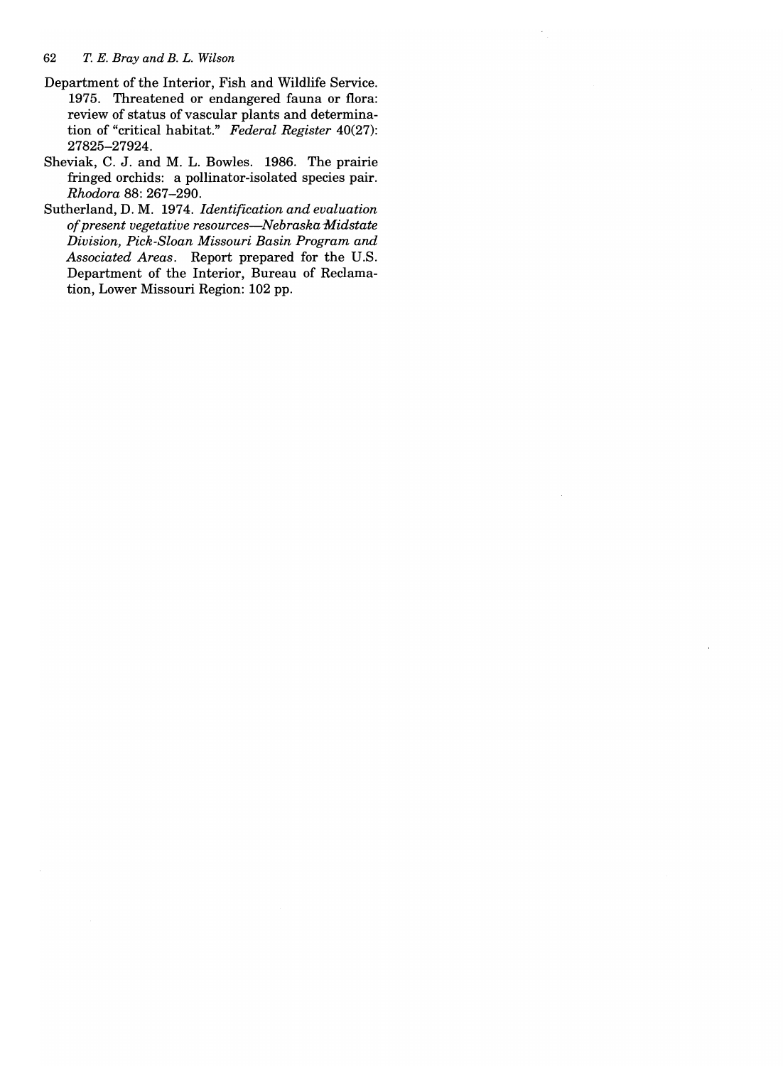Department of the Interior, Fish and Wildlife Service. 1975. Threatened or endangered fauna or flora: review of status of vascular plants and determination of "critical habitat." *Federal Register* 40(27): 27825–27924.

Sheviak, C. J. and M. L. Bowles. 1986. The prairie fringed orchids: a pollinator-isolated species pair. *Rhodora* 88: 267–290.

Sutherland, D. M. 1974. *Identification and evaluation of present vegetative resources—Nebraska Midstate Division, Pick-Sloan Missouri Basin Program and Associated Areas*. Report prepared for the U.S. Department of the Interior, Bureau of Reclamation, Lower Missouri Region: 102 pp.